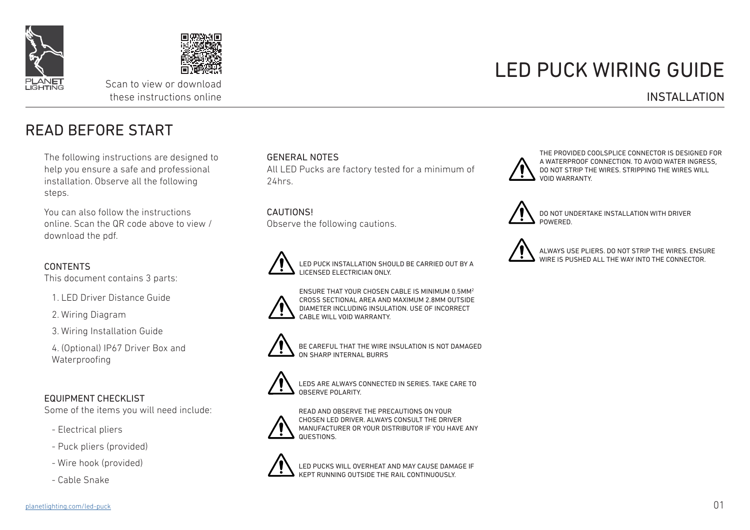Scan to view or download these instructions online

# LED PUCK WIRING GUIDE

## INSTALLATION

## READ BEFORE START

The following instructions are designed to help you ensure a safe and professional installation. Observe all the following steps.

You can also follow the instructions online. Scan the QR code above to view / download the pdf.

### CONTENTS

This document contains 3 parts:

1. LED Driver Distance Guide
2. Wiring Diagram
3. Wiring Installation Guide
4. (Optional) IP67 Driver Box and Waterproofing

### EQUIPMENT CHECKLIST

Some of the items you will need include:

- Electrical pliers
- Puck pliers (provided)
- Wire hook (provided)
- Cable Snake

### GENERAL NOTES

All LED Pucks are factory tested for a minimum of 24hrs.

### CAUTIONS!

Observe the following cautions.

- LED PUCK INSTALLATION SHOULD BE CARRIED OUT BY A LICENSED ELECTRICIAN ONLY.
- ENSURE THAT YOUR CHOSEN CABLE IS MINIMUM 0.5MM$^2$ CROSS SECTIONAL AREA AND MAXIMUM 2.8MM OUTSIDE DIAMETER INCLUDING INSULATION. USE OF INCORRECT CABLE WILL VOID WARRANTY.
- BE CAREFUL THAT THE WIRE INSULATION IS NOT DAMAGED ON SHARP INTERNAL BURRS
- LEDS ARE ALWAYS CONNECTED IN SERIES. TAKE CARE TO OBSERVE POLARITY.
- READ AND OBSERVE THE PRECAUTIONS ON YOUR CHOSEN LED DRIVER. ALWAYS CONSULT THE DRIVER MANUFACTURER OR YOUR DISTRIBUTOR IF YOU HAVE ANY QUESTIONS.
- LED PUCKS WILL OVERHEAT AND MAY CAUSE DAMAGE IF KEPT RUNNING OUTSIDE THE RAIL CONTINUOUSLY.
- THE PROVIDED COOLSPLICE CONNECTOR IS DESIGNED FOR A WATERPROOF CONNECTION. TO AVOID WATER INGRESS, DO NOT STRIP THE WIRES. STRIPPING THE WIRES WILL VOID WARRANTY.
- DO NOT UNDERTAKE INSTALLATION WITH DRIVER POWERED.
- ALWAYS USE PLIERS. DO NOT STRIP THE WIRES. ENSURE WIRE IS PUSHED ALL THE WAY INTO THE CONNECTOR.

planetlighting.com/led-puck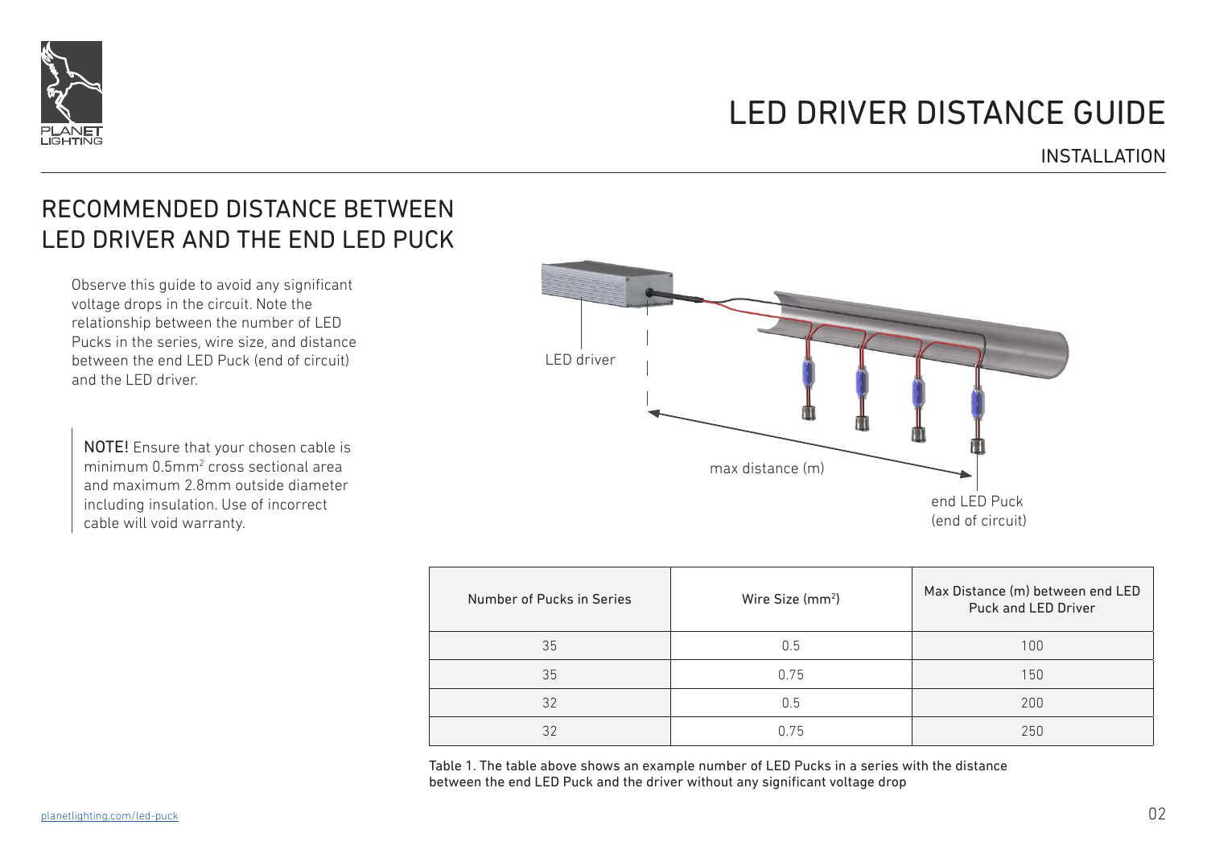# LED DRIVER DISTANCE GUIDE

INSTALLATION

## RECOMMENDED DISTANCE BETWEEN LED DRIVER AND THE END LED PUCK

Observe this guide to avoid any significant voltage drops in the circuit. Note the relationship between the number of LED Pucks in the series, wire size, and distance between the end LED Puck (end of circuit) and the LED driver.

**NOTE!** Ensure that your chosen cable is minimum 0.5mm$^2$ cross sectional area and maximum 2.8mm outside diameter including insulation. Use of incorrect cable will void warranty.

LED driver

max distance (m)

end LED Puck (end of circuit)

| Number of Pucks in Series | Wire Size (mm$^2$) | Max Distance (m) between end LED Puck and LED Driver |
|---|---|---|
| 35 | 0.5 | 100 |
| 35 | 0.75 | 150 |
| 32 | 0.5 | 200 |
| 32 | 0.75 | 250 |

Table 1. The table above shows an example number of LED Pucks in a series with the distance between the end LED Puck and the driver without any significant voltage drop

planetlighting.com/led-puck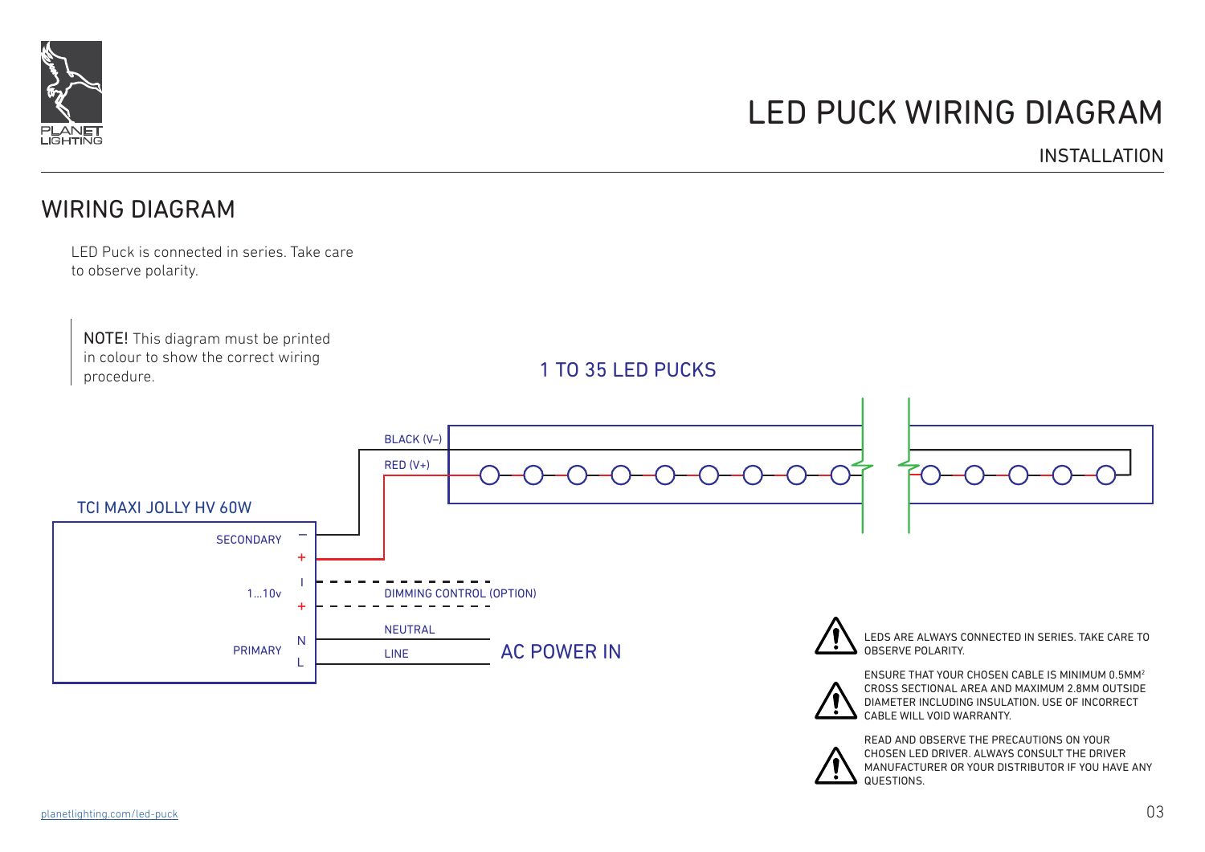# LED PUCK WIRING DIAGRAM

INSTALLATION

## WIRING DIAGRAM

LED Puck is connected in series. Take care to observe polarity.

**NOTE!** This diagram must be printed in colour to show the correct wiring procedure.

1 TO 35 LED PUCKS

TCI MAXI JOLLY HV 60W

SECONDARY – +

1...10v I +

PRIMARY N L

BLACK (V–)

RED (V+)

DIMMING CONTROL (OPTION)

NEUTRAL

LINE

AC POWER IN

LEDS ARE ALWAYS CONNECTED IN SERIES. TAKE CARE TO OBSERVE POLARITY.

ENSURE THAT YOUR CHOSEN CABLE IS MINIMUM 0.5MM² CROSS SECTIONAL AREA AND MAXIMUM 2.8MM OUTSIDE DIAMETER INCLUDING INSULATION. USE OF INCORRECT CABLE WILL VOID WARRANTY.

READ AND OBSERVE THE PRECAUTIONS ON YOUR CHOSEN LED DRIVER. ALWAYS CONSULT THE DRIVER MANUFACTURER OR YOUR DISTRIBUTOR IF YOU HAVE ANY QUESTIONS.

planetlighting.com/led-puck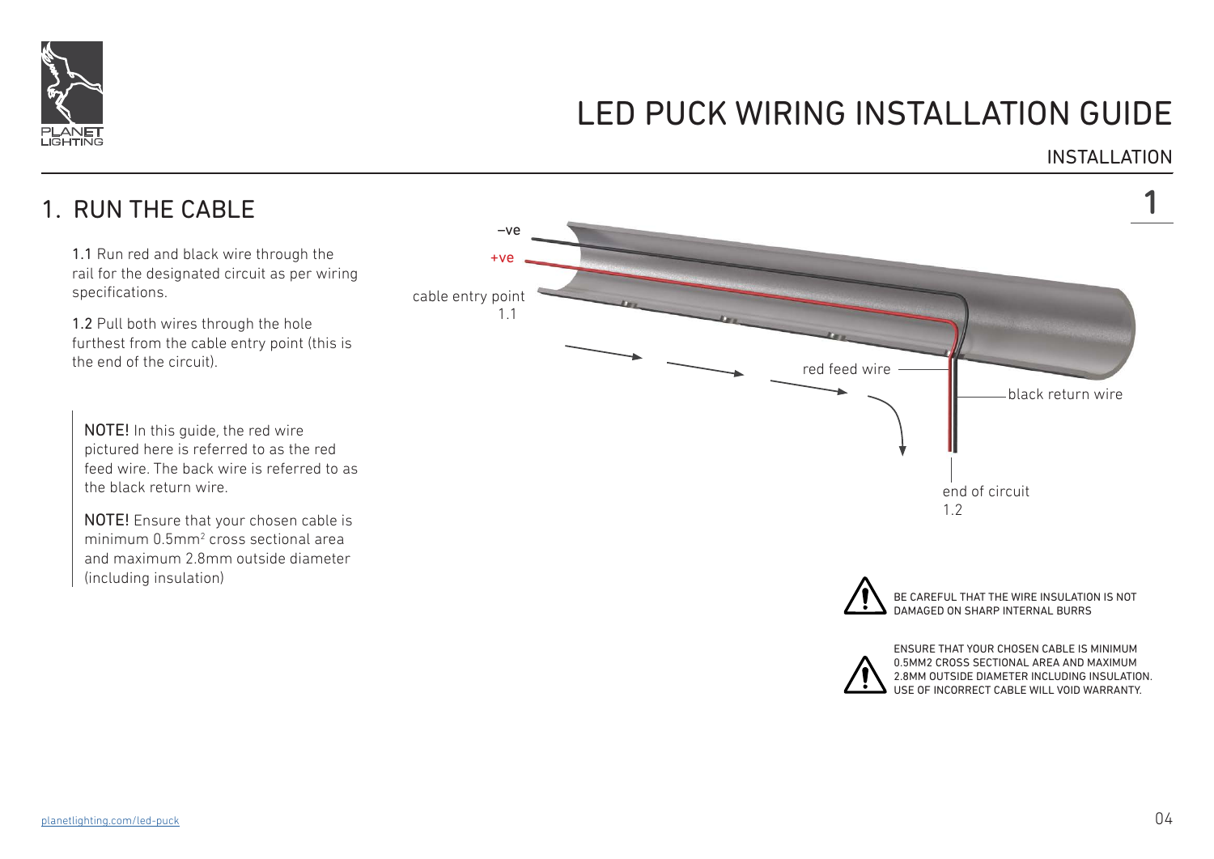# LED PUCK WIRING INSTALLATION GUIDE

## INSTALLATION

## 1. RUN THE CABLE

**1.1** Run red and black wire through the rail for the designated circuit as per wiring specifications.

**1.2** Pull both wires through the hole furthest from the cable entry point (this is the end of the circuit).

> **NOTE!** In this guide, the red wire pictured here is referred to as the red feed wire. The back wire is referred to as the black return wire.
>
> **NOTE!** Ensure that your chosen cable is minimum 0.5mm² cross sectional area and maximum 2.8mm outside diameter (including insulation)

–ve

+ve

cable entry point 1.1

red feed wire

black return wire

end of circuit 1.2

BE CAREFUL THAT THE WIRE INSULATION IS NOT DAMAGED ON SHARP INTERNAL BURRS

ENSURE THAT YOUR CHOSEN CABLE IS MINIMUM 0.5MM2 CROSS SECTIONAL AREA AND MAXIMUM 2.8MM OUTSIDE DIAMETER INCLUDING INSULATION. USE OF INCORRECT CABLE WILL VOID WARRANTY.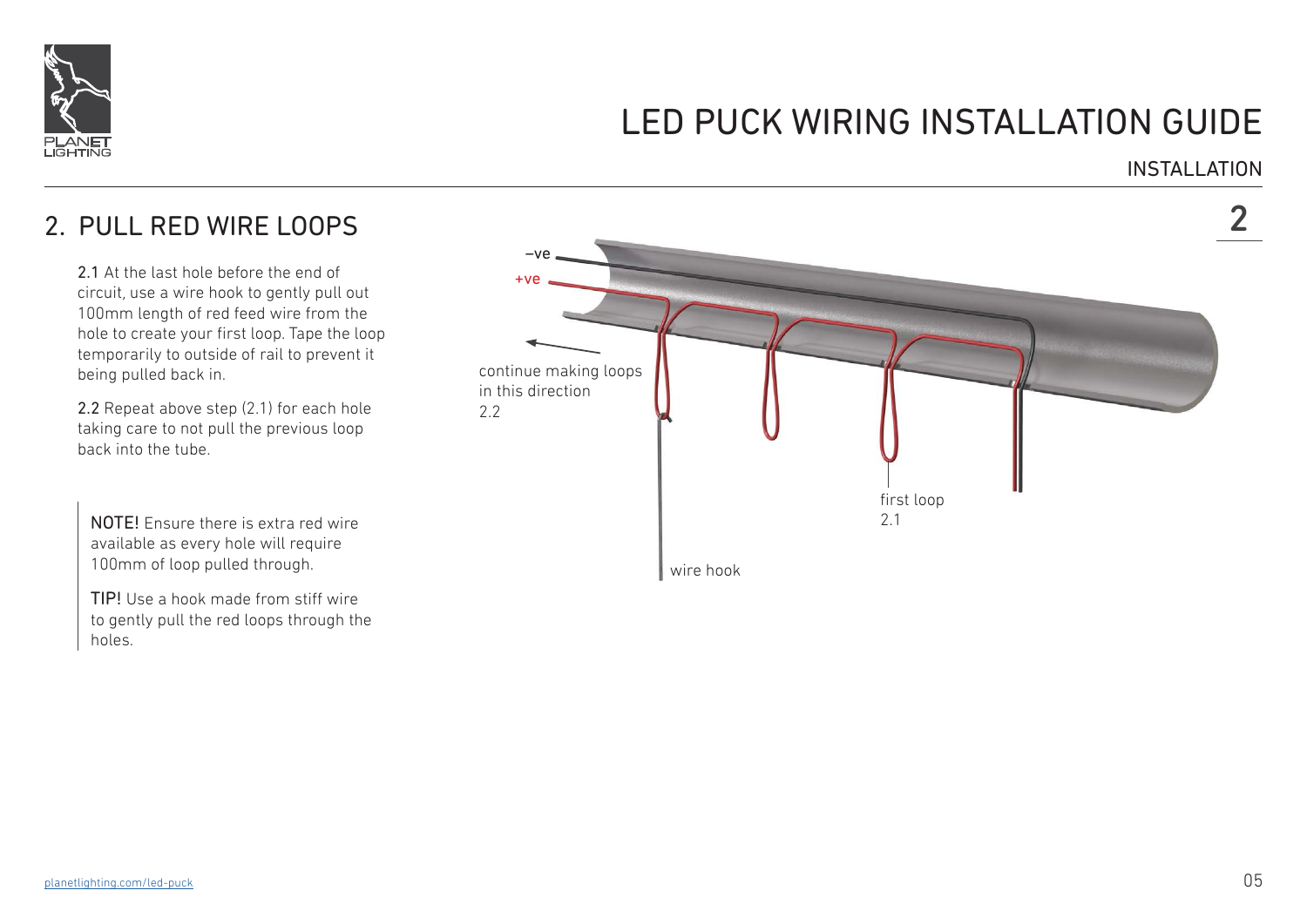# LED PUCK WIRING INSTALLATION GUIDE

INSTALLATION

## 2. PULL RED WIRE LOOPS

**2.1** At the last hole before the end of circuit, use a wire hook to gently pull out 100mm length of red feed wire from the hole to create your first loop. Tape the loop temporarily to outside of rail to prevent it being pulled back in.

**2.2** Repeat above step (2.1) for each hole taking care to not pull the previous loop back into the tube.

> **NOTE!** Ensure there is extra red wire available as every hole will require 100mm of loop pulled through.
>
> **TIP!** Use a hook made from stiff wire to gently pull the red loops through the holes.

–ve

+ve

continue making loops in this direction
2.2

first loop
2.1

wire hook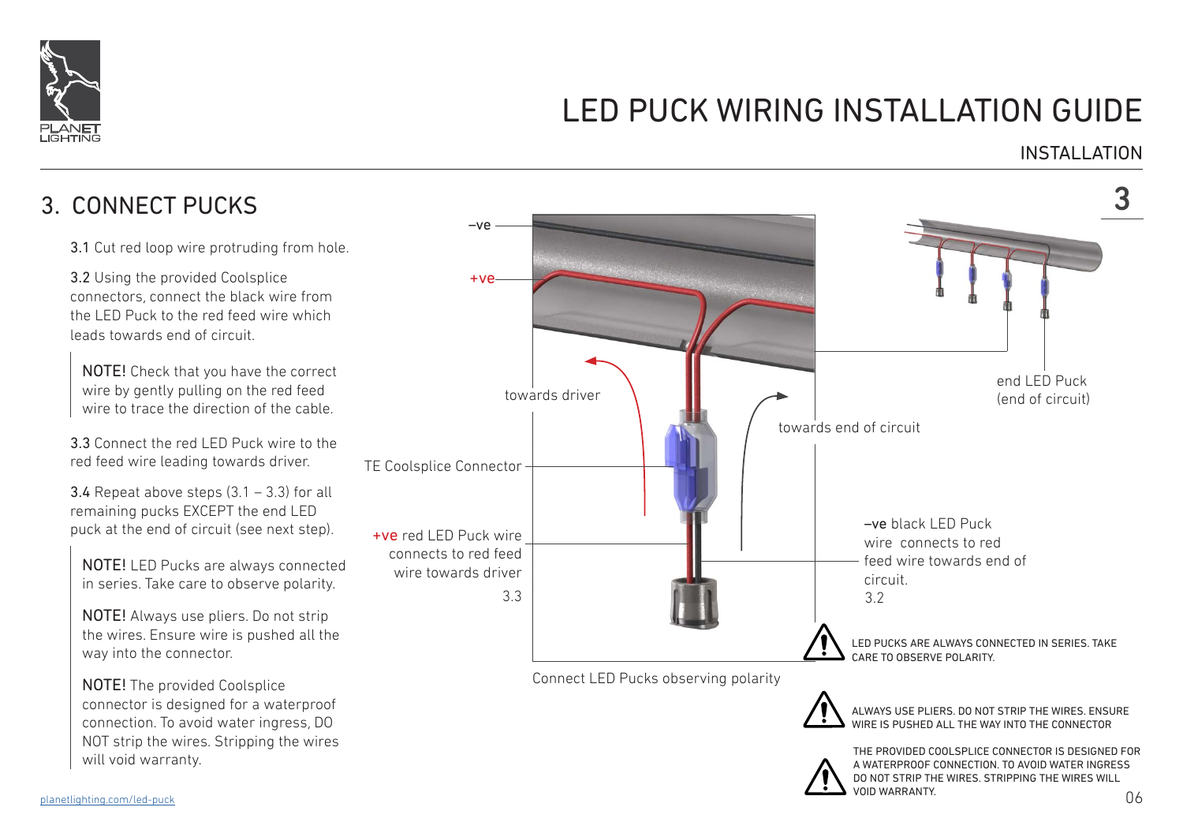# LED PUCK WIRING INSTALLATION GUIDE

INSTALLATION

## 3. CONNECT PUCKS

**3.1** Cut red loop wire protruding from hole.

**3.2** Using the provided Coolsplice connectors, connect the black wire from the LED Puck to the red feed wire which leads towards end of circuit.

> **NOTE!** Check that you have the correct wire by gently pulling on the red feed wire to trace the direction of the cable.

**3.3** Connect the red LED Puck wire to the red feed wire leading towards driver.

**3.4** Repeat above steps (3.1 – 3.3) for all remaining pucks EXCEPT the end LED puck at the end of circuit (see next step).

> **NOTE!** LED Pucks are always connected in series. Take care to observe polarity.
>
> **NOTE!** Always use pliers. Do not strip the wires. Ensure wire is pushed all the way into the connector.
>
> **NOTE!** The provided Coolsplice connector is designed for a waterproof connection. To avoid water ingress, DO NOT strip the wires. Stripping the wires will void warranty.

–ve

+ve

towards driver

towards end of circuit

end LED Puck (end of circuit)

TE Coolsplice Connector

+ve red LED Puck wire connects to red feed wire towards driver
3.3

–ve black LED Puck wire connects to red feed wire towards end of circuit.
3.2

Connect LED Pucks observing polarity

⚠ LED PUCKS ARE ALWAYS CONNECTED IN SERIES. TAKE CARE TO OBSERVE POLARITY.

⚠ ALWAYS USE PLIERS. DO NOT STRIP THE WIRES. ENSURE WIRE IS PUSHED ALL THE WAY INTO THE CONNECTOR

⚠ THE PROVIDED COOLSPLICE CONNECTOR IS DESIGNED FOR A WATERPROOF CONNECTION. TO AVOID WATER INGRESS DO NOT STRIP THE WIRES. STRIPPING THE WIRES WILL VOID WARRANTY.

planetlighting.com/led-puck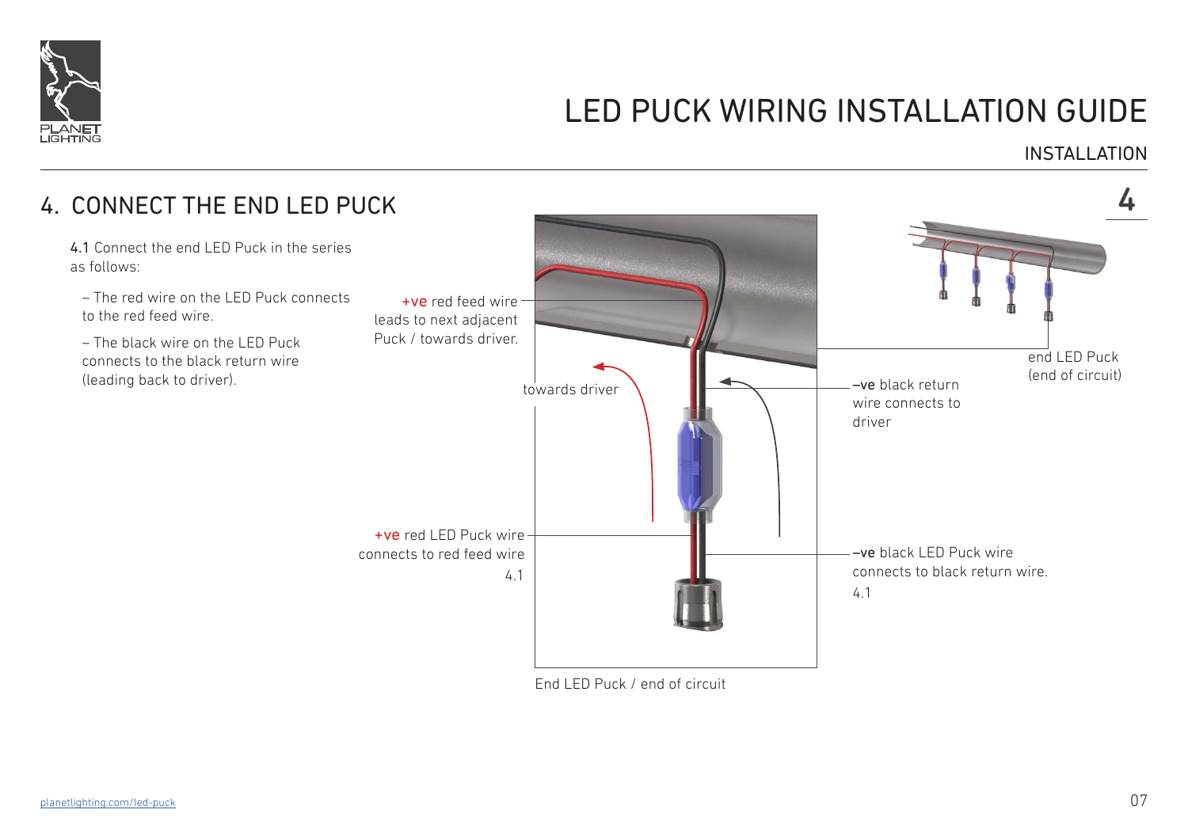# LED PUCK WIRING INSTALLATION GUIDE

INSTALLATION

## 4. CONNECT THE END LED PUCK

4.1 Connect the end LED Puck in the series as follows:

– The red wire on the LED Puck connects to the red feed wire.

– The black wire on the LED Puck connects to the black return wire (leading back to driver).

+ve red feed wire leads to next adjacent Puck / towards driver.

towards driver

+ve red LED Puck wire connects to red feed wire 4.1

–ve black return wire connects to driver

–ve black LED Puck wire connects to black return wire. 4.1

end LED Puck (end of circuit)

End LED Puck / end of circuit

planetlighting.com/led-puck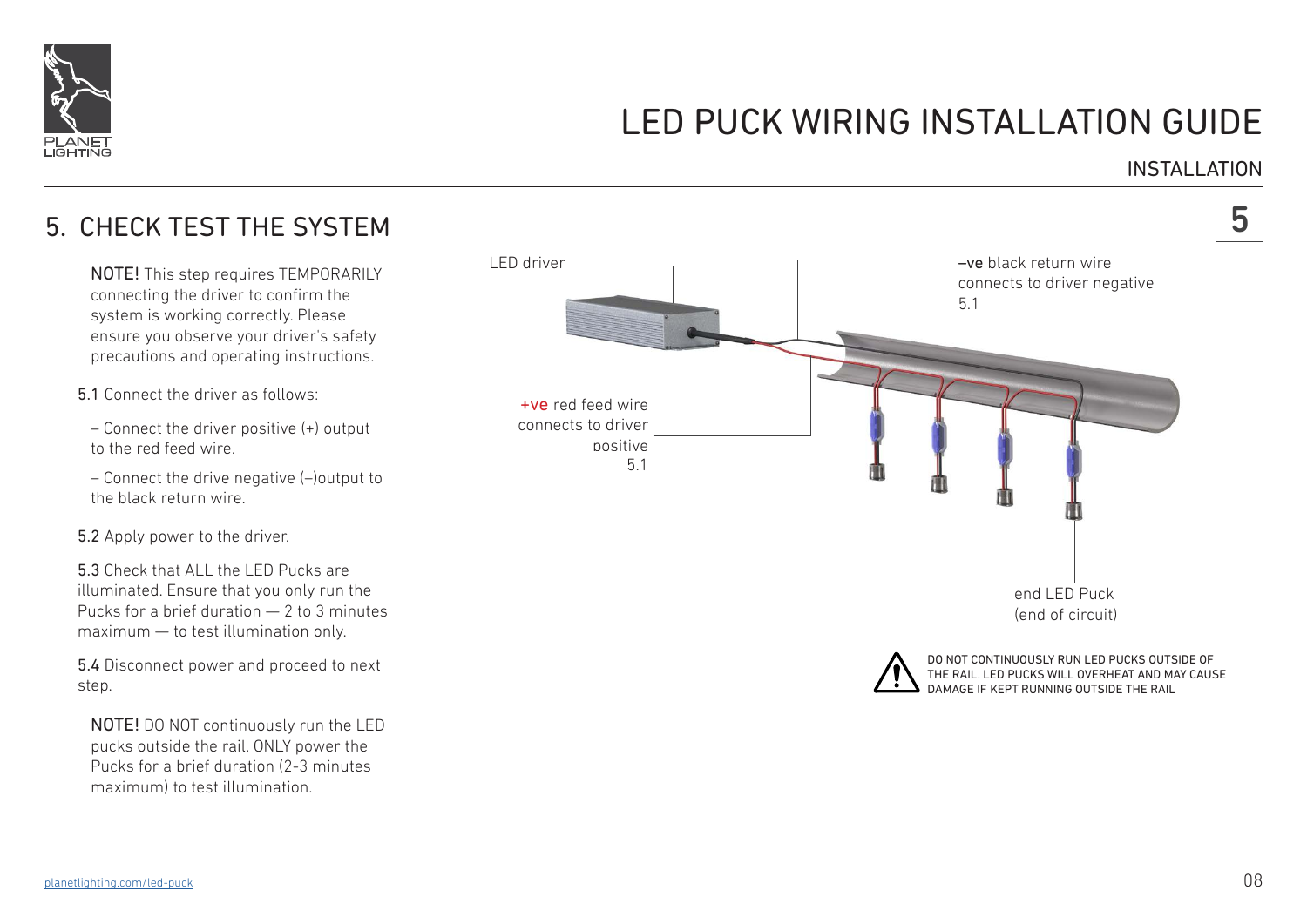# LED PUCK WIRING INSTALLATION GUIDE

INSTALLATION

## 5. CHECK TEST THE SYSTEM

**NOTE!** This step requires TEMPORARILY connecting the driver to confirm the system is working correctly. Please ensure you observe your driver's safety precautions and operating instructions.

**5.1** Connect the driver as follows:

– Connect the driver positive (+) output to the red feed wire.

– Connect the drive negative (–)output to the black return wire.

**5.2** Apply power to the driver.

**5.3** Check that ALL the LED Pucks are illuminated. Ensure that you only run the Pucks for a brief duration — 2 to 3 minutes maximum — to test illumination only.

**5.4** Disconnect power and proceed to next step.

**NOTE!** DO NOT continuously run the LED pucks outside the rail. ONLY power the Pucks for a brief duration (2-3 minutes maximum) to test illumination.

LED driver

**–ve** black return wire connects to driver negative 5.1

**+ve** red feed wire connects to driver positive 5.1

end LED Puck (end of circuit)

DO NOT CONTINUOUSLY RUN LED PUCKS OUTSIDE OF THE RAIL. LED PUCKS WILL OVERHEAT AND MAY CAUSE DAMAGE IF KEPT RUNNING OUTSIDE THE RAIL

planetlighting.com/led-puck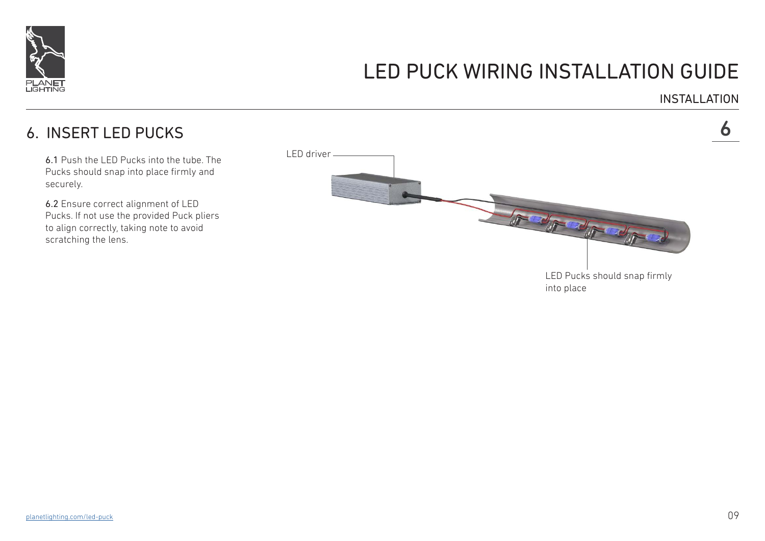## 6. INSERT LED PUCKS

**6.1** Push the LED Pucks into the tube. The Pucks should snap into place firmly and securely.

**6.2** Ensure correct alignment of LED Pucks. If not use the provided Puck pliers to align correctly, taking note to avoid scratching the lens.

LED driver

LED Pucks should snap firmly into place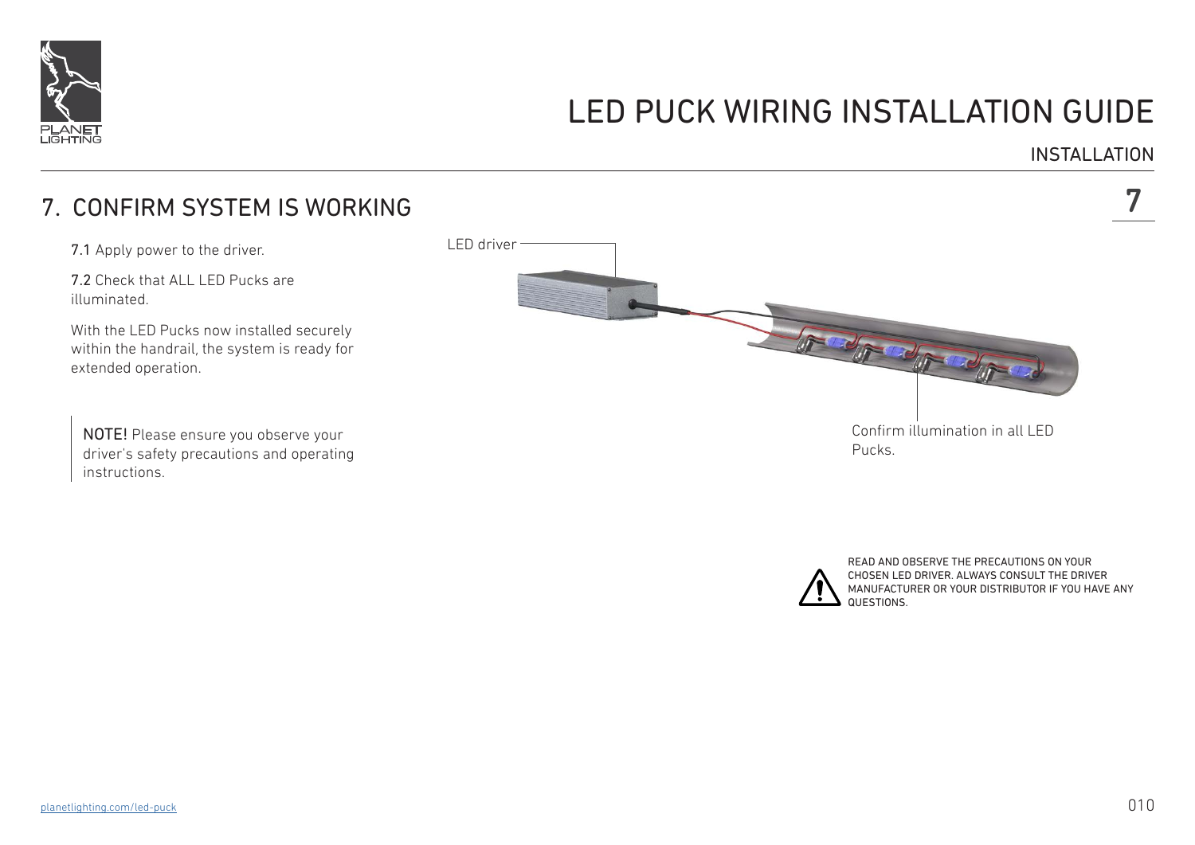# LED PUCK WIRING INSTALLATION GUIDE

INSTALLATION

## 7. CONFIRM SYSTEM IS WORKING

**7.1** Apply power to the driver.

**7.2** Check that ALL LED Pucks are illuminated.

With the LED Pucks now installed securely within the handrail, the system is ready for extended operation.

> **NOTE!** Please ensure you observe your driver's safety precautions and operating instructions.

LED driver

Confirm illumination in all LED Pucks.

READ AND OBSERVE THE PRECAUTIONS ON YOUR CHOSEN LED DRIVER. ALWAYS CONSULT THE DRIVER MANUFACTURER OR YOUR DISTRIBUTOR IF YOU HAVE ANY QUESTIONS.

planetlighting.com/led-puck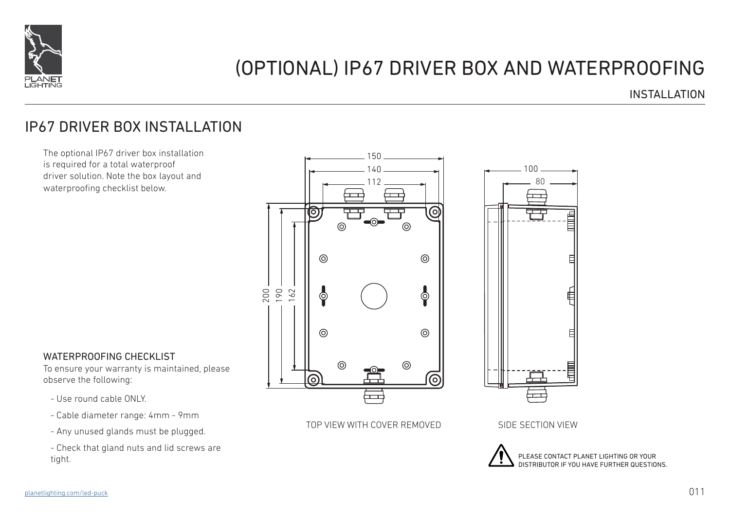# (OPTIONAL) IP67 DRIVER BOX AND WATERPROOFING

INSTALLATION

## IP67 DRIVER BOX INSTALLATION

The optional IP67 driver box installation is required for a total waterproof driver solution. Note the box layout and waterproofing checklist below.

150
140
112
200
190
162

TOP VIEW WITH COVER REMOVED

100
80

SIDE SECTION VIEW

### WATERPROOFING CHECKLIST

To ensure your warranty is maintained, please observe the following:

- Use round cable ONLY.
- Cable diameter range: 4mm - 9mm
- Any unused glands must be plugged.
- Check that gland nuts and lid screws are tight.

PLEASE CONTACT PLANET LIGHTING OR YOUR DISTRIBUTOR IF YOU HAVE FURTHER QUESTIONS.

planetlighting.com/led-puck